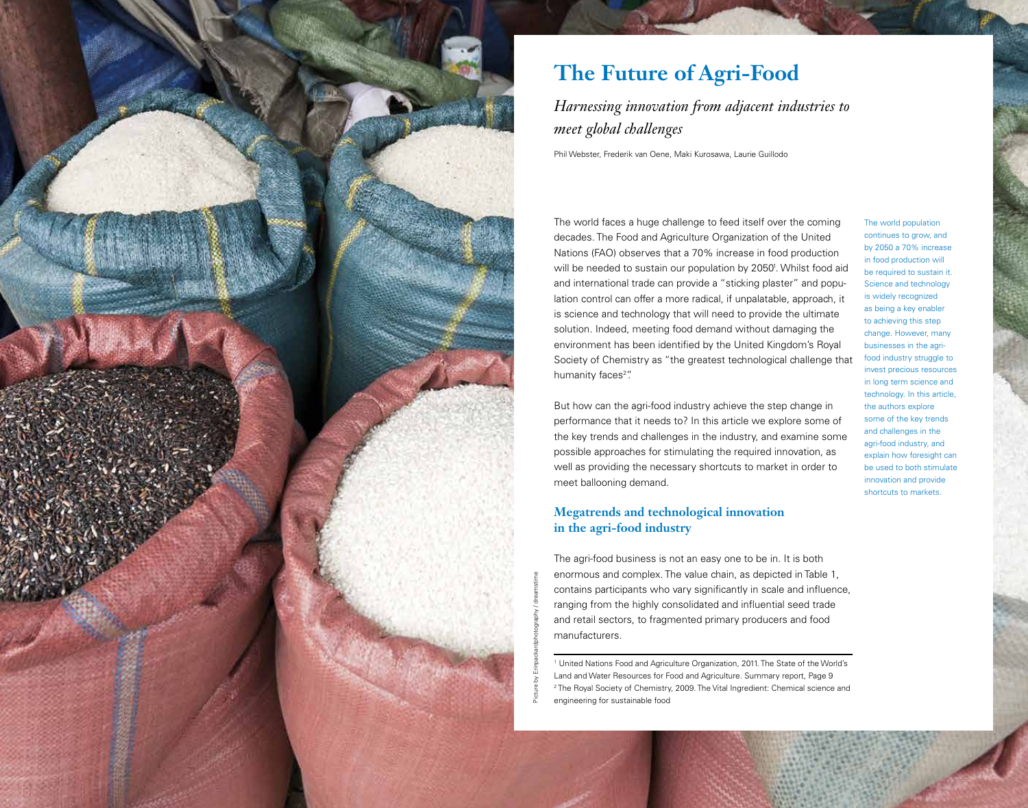# The Future of Agri-Food

## *Harnessing innovation from adjacent industries to meet global challenges*

Phil Webster, Frederik van Oene, Maki Kurosawa, Laurie Guillodo

The world population continues to grow, and by 2050 a 70% increase in food production will be required to sustain it. Science and technology is widely recognized as being a key enabler to achieving this step change. However, many businesses in the agri-food industry struggle to invest precious resources in long term science and technology. In this article, the authors explore some of the key trends and challenges in the agri-food industry, and explain how foresight can be used to both stimulate innovation and provide shortcuts to markets.

The world faces a huge challenge to feed itself over the coming decades. The Food and Agriculture Organization of the United Nations (FAO) observes that a 70% increase in food production will be needed to sustain our population by 2050[1]. Whilst food aid and international trade can provide a "sticking plaster" and population control can offer a more radical, if unpalatable, approach, it is science and technology that will need to provide the ultimate solution. Indeed, meeting food demand without damaging the environment has been identified by the United Kingdom's Royal Society of Chemistry as "the greatest technological challenge that humanity faces[2]".

But how can the agri-food industry achieve the step change in performance that it needs to? In this article we explore some of the key trends and challenges in the industry, and examine some possible approaches for stimulating the required innovation, as well as providing the necessary shortcuts to market in order to meet ballooning demand.

### Megatrends and technological innovation in the agri-food industry

The agri-food business is not an easy one to be in. It is both enormous and complex. The value chain, as depicted in Table 1, contains participants who vary significantly in scale and influence, ranging from the highly consolidated and influential seed trade and retail sectors, to fragmented primary producers and food manufacturers.

---

[1] United Nations Food and Agriculture Organization, 2011. The State of the World's Land and Water Resources for Food and Agriculture. Summary report, Page 9

[2] The Royal Society of Chemistry, 2009. The Vital Ingredient: Chemical science and engineering for sustainable food

Picture by Emppackardphotography / dreamstime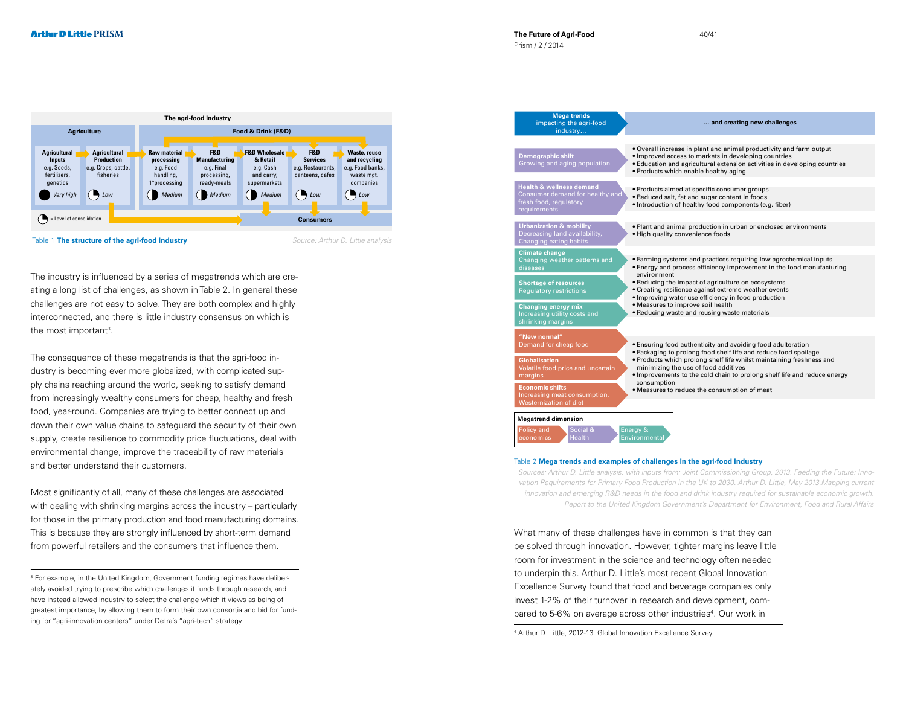**The agri-food industry**

| Agriculture | | Food & Drink (F&D) | | | | |
|---|---|---|---|---|---|---|
| **Agricultural Inputs** e.g. Seeds, fertilizers, genetics | **Agricultural Production** e.g. Crops, cattle, fisheries | **Raw material processing** e.g. Food handling, 1°processing | **F&D Manufacturing** e.g. Final processing, ready-meals | **F&D Wholesale & Retail** e.g. Cash and carry, supermarkets | **F&D Services** e.g. Restaurants, canteens, cafes | **Waste, reuse and recycling** e.g. Food banks, waste mgt. companies |
| Very high | Low | Medium | Medium | Medium | Low | Low |

= Level of consolidation

**Consumers**

Table 1 **The structure of the agri-food industry**

*Source: Arthur D. Little analysis*

The industry is influenced by a series of megatrends which are creating a long list of challenges, as shown in Table 2. In general these challenges are not easy to solve. They are both complex and highly interconnected, and there is little industry consensus on which is the most important[3].

The consequence of these megatrends is that the agri-food industry is becoming ever more globalized, with complicated supply chains reaching around the world, seeking to satisfy demand from increasingly wealthy consumers for cheap, healthy and fresh food, year-round. Companies are trying to better connect up and down their own value chains to safeguard the security of their own supply, create resilience to commodity price fluctuations, deal with environmental change, improve the traceability of raw materials and better understand their customers.

Most significantly of all, many of these challenges are associated with dealing with shrinking margins across the industry – particularly for those in the primary production and food manufacturing domains. This is because they are strongly influenced by short-term demand from powerful retailers and the consumers that influence them.

[3] For example, in the United Kingdom, Government funding regimes have deliberately avoided trying to prescribe which challenges it funds through research, and have instead allowed industry to select the challenge which it views as being of greatest importance, by allowing them to form their own consortia and bid for funding for "agri-innovation centers" under Defra's "agri-tech" strategy

| **Mega trends** impacting the agri-food industry… | **… and creating new challenges** |
|---|---|
| **Demographic shift** Growing and aging population | • Overall increase in plant and animal productivity and farm output<br>• Improved access to markets in developing countries<br>• Education and agricultural extension activities in developing countries<br>• Products which enable healthy aging |
| **Health & wellness demand** Consumer demand for healthy and fresh food, regulatory requirements | • Products aimed at specific consumer groups<br>• Reduced salt, fat and sugar content in foods<br>• Introduction of healthy food components (e.g. fiber) |
| **Urbanization & mobility** Decreasing land availability, Changing eating habits | • Plant and animal production in urban or enclosed environments<br>• High quality convenience foods |
| **Climate change** Changing weather patterns and diseases<br>**Shortage of resources** Regulatory restrictions<br>**Changing energy mix** Increasing utility costs and shrinking margins | • Farming systems and practices requiring low agrochemical inputs<br>• Energy and process efficiency improvement in the food manufacturing environment<br>• Reducing the impact of agriculture on ecosystems<br>• Creating resilience against extreme weather events<br>• Improving water use efficiency in food production<br>• Measures to improve soil health<br>• Reducing waste and reusing waste materials |
| **"New normal"** Demand for cheap food<br>**Globalisation** Volatile food price and uncertain margins<br>**Economic shifts** Increasing meat consumption, Westernization of diet | • Ensuring food authenticity and avoiding food adulteration<br>• Packaging to prolong food shelf life and reduce food spoilage<br>• Products which prolong shelf life whilst maintaining freshness and minimizing the use of food additives<br>• Improvements to the cold chain to prolong shelf life and reduce energy consumption<br>• Measures to reduce the consumption of meat |

**Megatrend dimension:** Policy and economics | Social & Health | Energy & Environmental

Table 2 **Mega trends and examples of challenges in the agri-food industry**

*Sources: Arthur D. Little analysis, with inputs from: Joint Commissioning Group, 2013. Feeding the Future: Innovation Requirements for Primary Food Production in the UK to 2030. Arthur D. Little, May 2013.Mapping current innovation and emerging R&D needs in the food and drink industry required for sustainable economic growth. Report to the United Kingdom Government's Department for Environment, Food and Rural Affairs*

What many of these challenges have in common is that they can be solved through innovation. However, tighter margins leave little room for investment in the science and technology often needed to underpin this. Arthur D. Little's most recent Global Innovation Excellence Survey found that food and beverage companies only invest 1-2% of their turnover in research and development, compared to 5-6% on average across other industries[4]. Our work in

[4] Arthur D. Little, 2012-13. Global Innovation Excellence Survey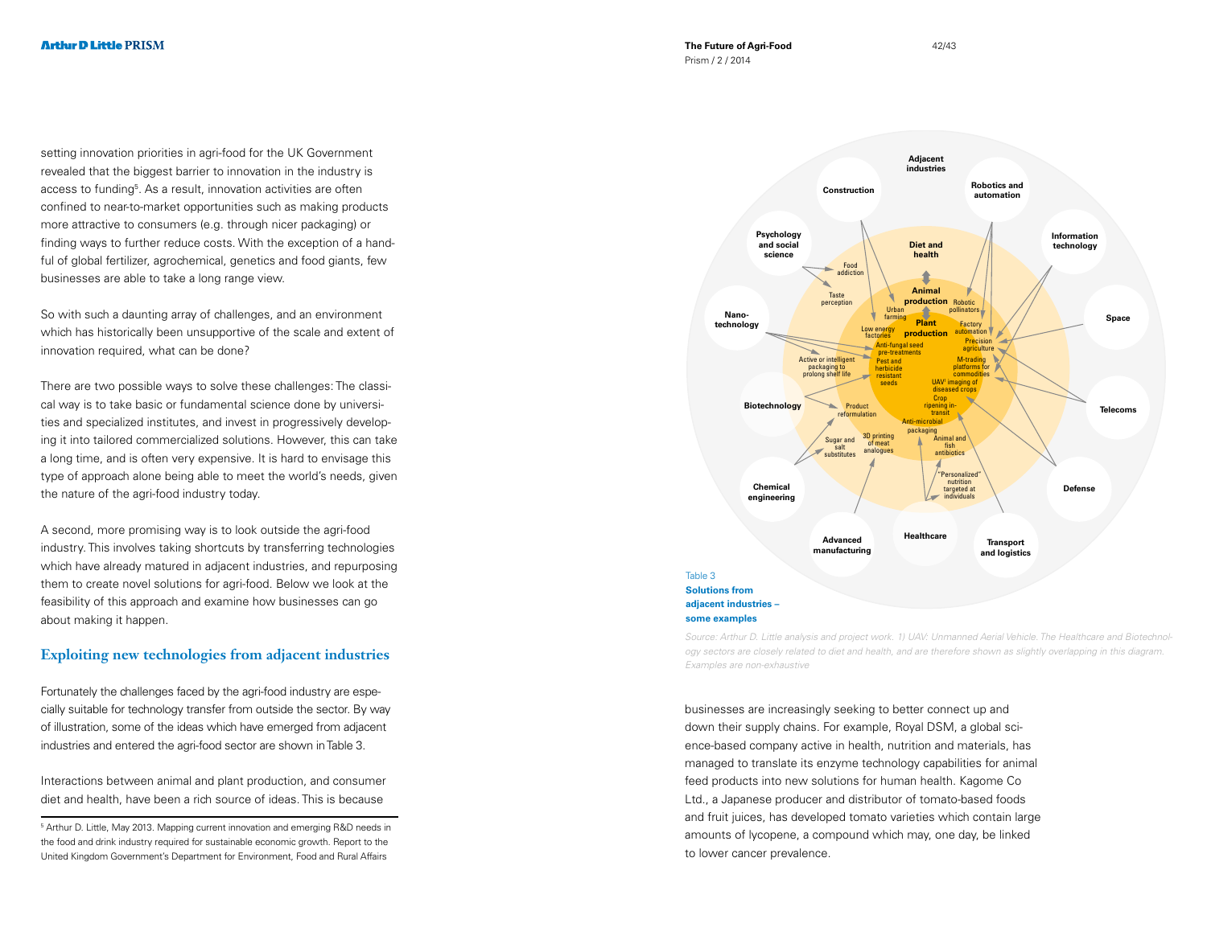setting innovation priorities in agri-food for the UK Government revealed that the biggest barrier to innovation in the industry is access to funding[5]. As a result, innovation activities are often confined to near-to-market opportunities such as making products more attractive to consumers (e.g. through nicer packaging) or finding ways to further reduce costs. With the exception of a handful of global fertilizer, agrochemical, genetics and food giants, few businesses are able to take a long range view.

So with such a daunting array of challenges, and an environment which has historically been unsupportive of the scale and extent of innovation required, what can be done?

There are two possible ways to solve these challenges: The classical way is to take basic or fundamental science done by universities and specialized institutes, and invest in progressively developing it into tailored commercialized solutions. However, this can take a long time, and is often very expensive. It is hard to envisage this type of approach alone being able to meet the world's needs, given the nature of the agri-food industry today.

A second, more promising way is to look outside the agri-food industry. This involves taking shortcuts by transferring technologies which have already matured in adjacent industries, and repurposing them to create novel solutions for agri-food. Below we look at the feasibility of this approach and examine how businesses can go about making it happen.

## Exploiting new technologies from adjacent industries

Fortunately the challenges faced by the agri-food industry are especially suitable for technology transfer from outside the sector. By way of illustration, some of the ideas which have emerged from adjacent industries and entered the agri-food sector are shown in Table 3.

Interactions between animal and plant production, and consumer diet and health, have been a rich source of ideas. This is because

[5] Arthur D. Little, May 2013. Mapping current innovation and emerging R&D needs in the food and drink industry required for sustainable economic growth. Report to the United Kingdom Government's Department for Environment, Food and Rural Affairs

Table 3

**Solutions from adjacent industries – some examples**

| Adjacent industries | Examples |
|---|---|
| Construction | Urban farming; Low energy factories |
| Robotics and automation | Robotic pollinators; Factory automation; Precision agriculture |
| Information technology | Precision agriculture; M-trading platforms for commodities |
| Space | UAV[1] imaging of diseased crops |
| Telecoms | M-trading platforms for commodities; UAV[1] imaging of diseased crops |
| Defense | Crop ripening in-transit; UAV[1] imaging of diseased crops |
| Transport and logistics | Crop ripening in-transit |
| Healthcare | Animal and fish antibiotics; "Personalized" nutrition targeted at individuals |
| Advanced manufacturing | 3D printing of meat analogues |
| Chemical engineering | Sugar and salt substitutes; Product reformulation |
| Biotechnology | Pest and herbicide resistant seeds; Product reformulation |
| Nanotechnology | Active or intelligent packaging to prolong shelf life; Anti-fungal seed pre-treatments; Anti-microbial packaging |
| Psychology and social science | Food addiction; Taste perception |

Central areas: Diet and health; Animal production; Plant production

*Source: Arthur D. Little analysis and project work. 1) UAV: Unmanned Aerial Vehicle. The Healthcare and Biotechnology sectors are closely related to diet and health, and are therefore shown as slightly overlapping in this diagram. Examples are non-exhaustive*

businesses are increasingly seeking to better connect up and down their supply chains. For example, Royal DSM, a global science-based company active in health, nutrition and materials, has managed to translate its enzyme technology capabilities for animal feed products into new solutions for human health. Kagome Co Ltd., a Japanese producer and distributor of tomato-based foods and fruit juices, has developed tomato varieties which contain large amounts of lycopene, a compound which may, one day, be linked to lower cancer prevalence.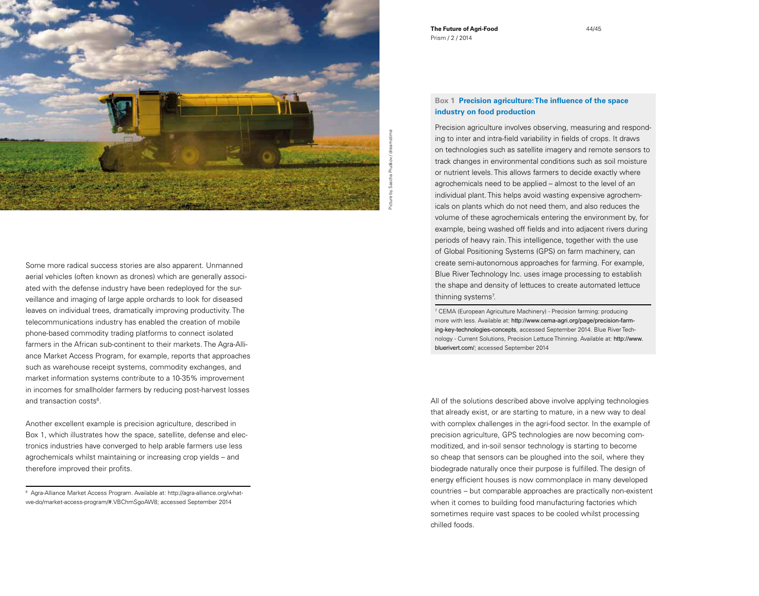Some more radical success stories are also apparent. Unmanned aerial vehicles (often known as drones) which are generally associated with the defense industry have been redeployed for the surveillance and imaging of large apple orchards to look for diseased leaves on individual trees, dramatically improving productivity. The telecommunications industry has enabled the creation of mobile phone-based commodity trading platforms to connect isolated farmers in the African sub-continent to their markets. The Agra-Alliance Market Access Program, for example, reports that approaches such as warehouse receipt systems, commodity exchanges, and market information systems contribute to a 10-35% improvement in incomes for smallholder farmers by reducing post-harvest losses and transaction costs[6].

Another excellent example is precision agriculture, described in Box 1, which illustrates how the space, satellite, defense and electronics industries have converged to help arable farmers use less agrochemicals whilst maintaining or increasing crop yields – and therefore improved their profits.

[6] Agra-Alliance Market Access Program. Available at: http://agra-alliance.org/what-we-do/market-access-program/#.VBChmSgoAW8; accessed September 2014

### Box 1 Precision agriculture: The influence of the space industry on food production

Precision agriculture involves observing, measuring and responding to inter and intra-field variability in fields of crops. It draws on technologies such as satellite imagery and remote sensors to track changes in environmental conditions such as soil moisture or nutrient levels. This allows farmers to decide exactly where agrochemicals need to be applied – almost to the level of an individual plant. This helps avoid wasting expensive agrochemicals on plants which do not need them, and also reduces the volume of these agrochemicals entering the environment by, for example, being washed off fields and into adjacent rivers during periods of heavy rain. This intelligence, together with the use of Global Positioning Systems (GPS) on farm machinery, can create semi-autonomous approaches for farming. For example, Blue River Technology Inc. uses image processing to establish the shape and density of lettuces to create automated lettuce thinning systems[7].

[7] CEMA (European Agriculture Machinery) - Precision farming: producing more with less. Available at: http://www.cema-agri.org/page/precision-farming-key-technologies-concepts, accessed September 2014. Blue River Technology - Current Solutions, Precision Lettuce Thinning. Available at: http://www.bluerivert.com/; accessed September 2014

All of the solutions described above involve applying technologies that already exist, or are starting to mature, in a new way to deal with complex challenges in the agri-food sector. In the example of precision agriculture, GPS technologies are now becoming commoditized, and in-soil sensor technology is starting to become so cheap that sensors can be ploughed into the soil, where they biodegrade naturally once their purpose is fulfilled. The design of energy efficient houses is now commonplace in many developed countries – but comparable approaches are practically non-existent when it comes to building food manufacturing factories which sometimes require vast spaces to be cooled whilst processing chilled foods.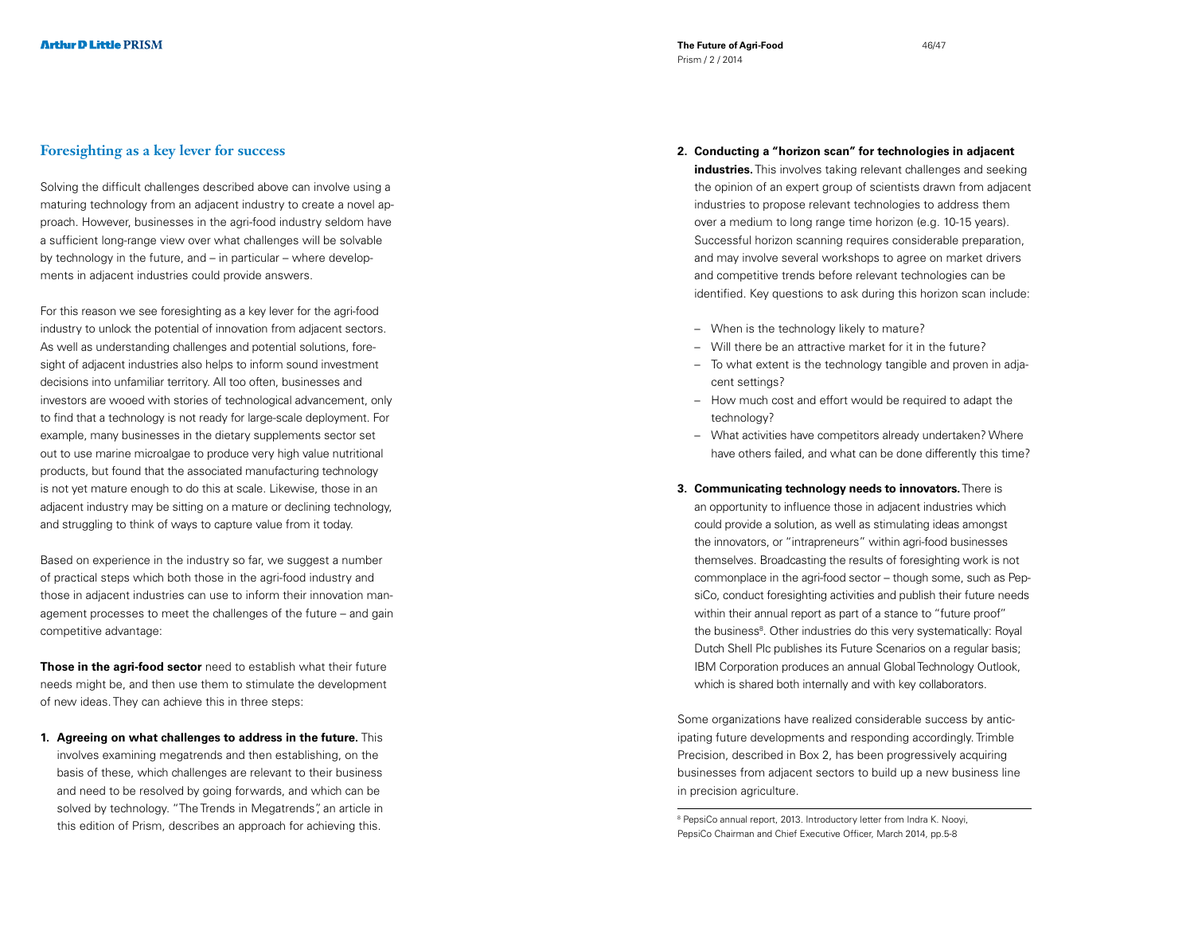## Foresighting as a key lever for success

Solving the difficult challenges described above can involve using a maturing technology from an adjacent industry to create a novel approach. However, businesses in the agri-food industry seldom have a sufficient long-range view over what challenges will be solvable by technology in the future, and – in particular – where developments in adjacent industries could provide answers.

For this reason we see foresighting as a key lever for the agri-food industry to unlock the potential of innovation from adjacent sectors. As well as understanding challenges and potential solutions, foresight of adjacent industries also helps to inform sound investment decisions into unfamiliar territory. All too often, businesses and investors are wooed with stories of technological advancement, only to find that a technology is not ready for large-scale deployment. For example, many businesses in the dietary supplements sector set out to use marine microalgae to produce very high value nutritional products, but found that the associated manufacturing technology is not yet mature enough to do this at scale. Likewise, those in an adjacent industry may be sitting on a mature or declining technology, and struggling to think of ways to capture value from it today.

Based on experience in the industry so far, we suggest a number of practical steps which both those in the agri-food industry and those in adjacent industries can use to inform their innovation management processes to meet the challenges of the future – and gain competitive advantage:

**Those in the agri-food sector** need to establish what their future needs might be, and then use them to stimulate the development of new ideas. They can achieve this in three steps:

1. **Agreeing on what challenges to address in the future.** This involves examining megatrends and then establishing, on the basis of these, which challenges are relevant to their business and need to be resolved by going forwards, and which can be solved by technology. "The Trends in Megatrends", an article in this edition of Prism, describes an approach for achieving this.

2. **Conducting a "horizon scan" for technologies in adjacent industries.** This involves taking relevant challenges and seeking the opinion of an expert group of scientists drawn from adjacent industries to propose relevant technologies to address them over a medium to long range time horizon (e.g. 10-15 years). Successful horizon scanning requires considerable preparation, and may involve several workshops to agree on market drivers and competitive trends before relevant technologies can be identified. Key questions to ask during this horizon scan include:
   - When is the technology likely to mature?
   - Will there be an attractive market for it in the future?
   - To what extent is the technology tangible and proven in adjacent settings?
   - How much cost and effort would be required to adapt the technology?
   - What activities have competitors already undertaken? Where have others failed, and what can be done differently this time?

3. **Communicating technology needs to innovators.** There is an opportunity to influence those in adjacent industries which could provide a solution, as well as stimulating ideas amongst the innovators, or "intrapreneurs" within agri-food businesses themselves. Broadcasting the results of foresighting work is not commonplace in the agri-food sector – though some, such as PepsiCo, conduct foresighting activities and publish their future needs within their annual report as part of a stance to "future proof" the business[8]. Other industries do this very systematically: Royal Dutch Shell Plc publishes its Future Scenarios on a regular basis; IBM Corporation produces an annual Global Technology Outlook, which is shared both internally and with key collaborators.

Some organizations have realized considerable success by anticipating future developments and responding accordingly. Trimble Precision, described in Box 2, has been progressively acquiring businesses from adjacent sectors to build up a new business line in precision agriculture.

---

[8] PepsiCo annual report, 2013. Introductory letter from Indra K. Nooyi, PepsiCo Chairman and Chief Executive Officer, March 2014, pp.5-8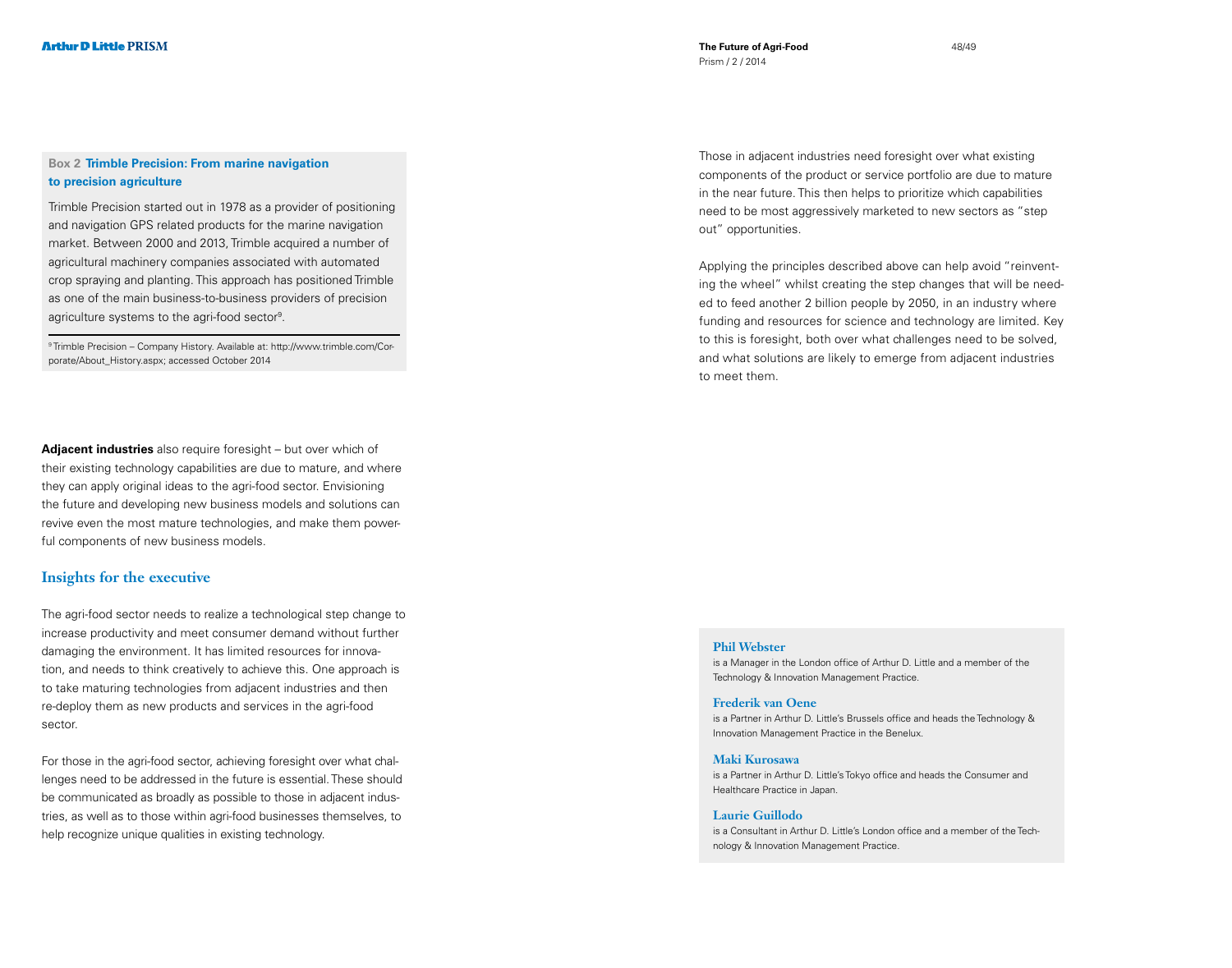**Box 2 Trimble Precision: From marine navigation to precision agriculture**

Trimble Precision started out in 1978 as a provider of positioning and navigation GPS related products for the marine navigation market. Between 2000 and 2013, Trimble acquired a number of agricultural machinery companies associated with automated crop spraying and planting. This approach has positioned Trimble as one of the main business-to-business providers of precision agriculture systems to the agri-food sector[9].

[9] Trimble Precision – Company History. Available at: http://www.trimble.com/Corporate/About_History.aspx; accessed October 2014

**Adjacent industries** also require foresight – but over which of their existing technology capabilities are due to mature, and where they can apply original ideas to the agri-food sector. Envisioning the future and developing new business models and solutions can revive even the most mature technologies, and make them powerful components of new business models.

## Insights for the executive

The agri-food sector needs to realize a technological step change to increase productivity and meet consumer demand without further damaging the environment. It has limited resources for innovation, and needs to think creatively to achieve this. One approach is to take maturing technologies from adjacent industries and then re-deploy them as new products and services in the agri-food sector.

For those in the agri-food sector, achieving foresight over what challenges need to be addressed in the future is essential. These should be communicated as broadly as possible to those in adjacent industries, as well as to those within agri-food businesses themselves, to help recognize unique qualities in existing technology.

Those in adjacent industries need foresight over what existing components of the product or service portfolio are due to mature in the near future. This then helps to prioritize which capabilities need to be most aggressively marketed to new sectors as "step out" opportunities.

Applying the principles described above can help avoid "reinventing the wheel" whilst creating the step changes that will be needed to feed another 2 billion people by 2050, in an industry where funding and resources for science and technology are limited. Key to this is foresight, both over what challenges need to be solved, and what solutions are likely to emerge from adjacent industries to meet them.

**Phil Webster**
is a Manager in the London office of Arthur D. Little and a member of the Technology & Innovation Management Practice.

**Frederik van Oene**
is a Partner in Arthur D. Little's Brussels office and heads the Technology & Innovation Management Practice in the Benelux.

**Maki Kurosawa**
is a Partner in Arthur D. Little's Tokyo office and heads the Consumer and Healthcare Practice in Japan.

**Laurie Guillodo**
is a Consultant in Arthur D. Little's London office and a member of the Technology & Innovation Management Practice.